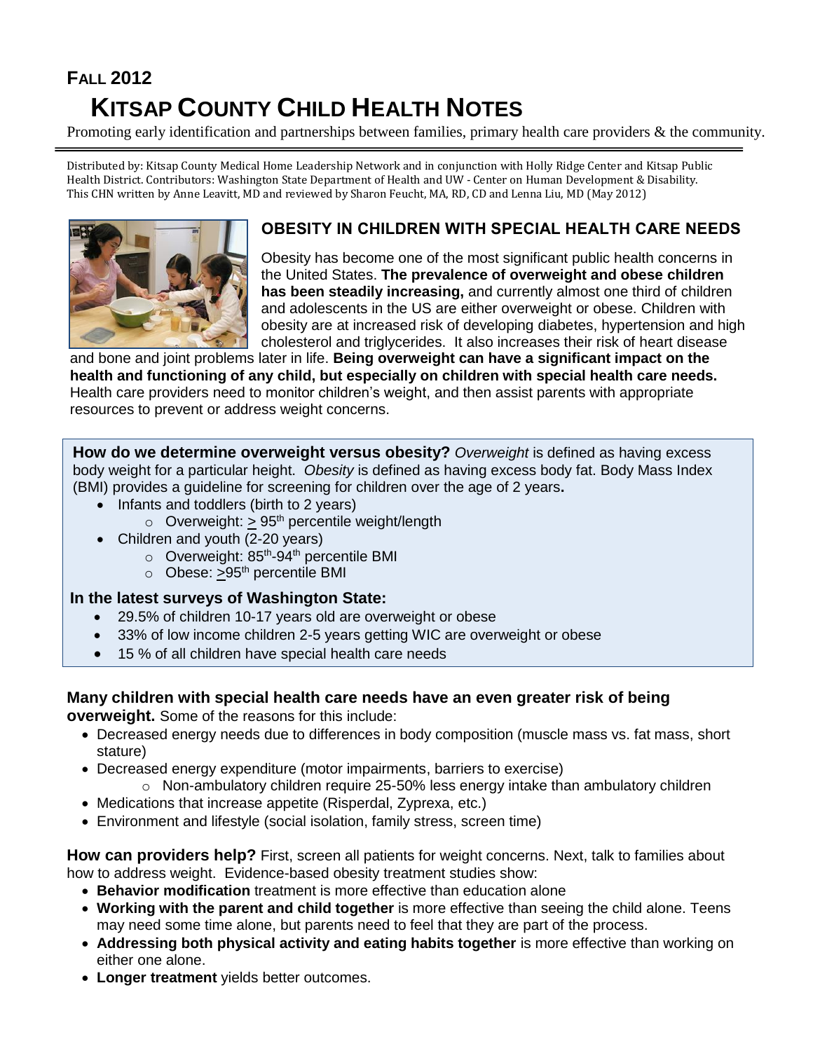**FALL 2012**

# KITSAP COUNTY CHILD HEALTH NOTES

Promoting early identification and partnerships between families, primary health care providers & the community.

Distributed by: Kitsap County Medical Home Leadership Network and in conjunction with Holly Ridge Center and Kitsap Public Health District. Contributors: Washington State Department of Health and UW - Center on Human Development & Disability. This CHN written by Anne Leavitt, MD and reviewed by Sharon Feucht, MA, RD, CD and Lenna Liu, MD (May 2012)

## OBESITY IN CHILDREN WITH SPECIAL HEALTH CARE NEEDS

Obesity has become one of the most significant public health concerns in the United States. **The prevalence of overweight and obese children has been steadily increasing,** and currently almost one third of children and adolescents in the US are either overweight or obese. Children with obesity are at increased risk of developing diabetes, hypertension and high cholesterol and triglycerides. It also increases their risk of heart disease and bone and joint problems later in life. **Being overweight can have a significant impact on the health and functioning of any child, but especially on children with special health care needs.** Health care providers need to monitor children's weight, and then assist parents with appropriate resources to prevent or address weight concerns.

**How do we determine overweight versus obesity?** *Overweight* is defined as having excess body weight for a particular height. *Obesity* is defined as having excess body fat. Body Mass Index (BMI) provides a guideline for screening for children over the age of 2 years**.**

- Infants and toddlers (birth to 2 years)
  - Overweight: ≥ 95th percentile weight/length
- Children and youth (2-20 years)
  - Overweight: 85th-94th percentile BMI
  - Obese: ≥95th percentile BMI

**In the latest surveys of Washington State:**

- 29.5% of children 10-17 years old are overweight or obese
- 33% of low income children 2-5 years getting WIC are overweight or obese
- 15 % of all children have special health care needs

**Many children with special health care needs have an even greater risk of being overweight.** Some of the reasons for this include:

- Decreased energy needs due to differences in body composition (muscle mass vs. fat mass, short stature)
- Decreased energy expenditure (motor impairments, barriers to exercise)
  - Non-ambulatory children require 25-50% less energy intake than ambulatory children
- Medications that increase appetite (Risperdal, Zyprexa, etc.)
- Environment and lifestyle (social isolation, family stress, screen time)

**How can providers help?** First, screen all patients for weight concerns. Next, talk to families about how to address weight. Evidence-based obesity treatment studies show:

- **Behavior modification** treatment is more effective than education alone
- **Working with the parent and child together** is more effective than seeing the child alone. Teens may need some time alone, but parents need to feel that they are part of the process.
- **Addressing both physical activity and eating habits together** is more effective than working on either one alone.
- **Longer treatment** yields better outcomes.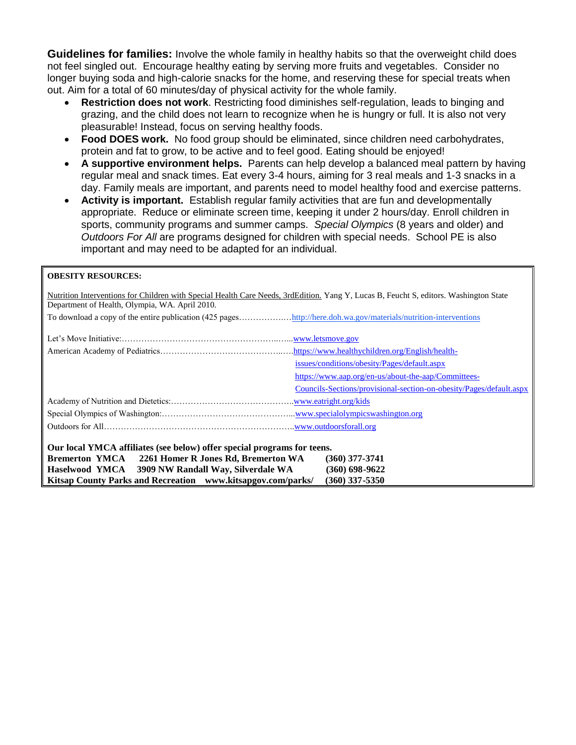**Guidelines for families:** Involve the whole family in healthy habits so that the overweight child does not feel singled out. Encourage healthy eating by serving more fruits and vegetables. Consider no longer buying soda and high-calorie snacks for the home, and reserving these for special treats when out. Aim for a total of 60 minutes/day of physical activity for the whole family.

- **Restriction does not work**. Restricting food diminishes self-regulation, leads to binging and grazing, and the child does not learn to recognize when he is hungry or full. It is also not very pleasurable! Instead, focus on serving healthy foods.
- **Food DOES work.** No food group should be eliminated, since children need carbohydrates, protein and fat to grow, to be active and to feel good. Eating should be enjoyed!
- **A supportive environment helps.** Parents can help develop a balanced meal pattern by having regular meal and snack times. Eat every 3-4 hours, aiming for 3 real meals and 1-3 snacks in a day. Family meals are important, and parents need to model healthy food and exercise patterns.
- **Activity is important.** Establish regular family activities that are fun and developmentally appropriate. Reduce or eliminate screen time, keeping it under 2 hours/day. Enroll children in sports, community programs and summer camps. *Special Olympics* (8 years and older) and *Outdoors For All* are programs designed for children with special needs. School PE is also important and may need to be adapted for an individual.

**OBESITY RESOURCES:**

Nutrition Interventions for Children with Special Health Care Needs, 3rdEdition. Yang Y, Lucas B, Feucht S, editors. Washington State Department of Health, Olympia, WA. April 2010.

To download a copy of the entire publication (425 pages………………http://here.doh.wa.gov/materials/nutrition-interventions

Let's Move Initiative:……………………………………………………www.letsmove.gov

American Academy of Pediatrics……………………………………………https://www.healthychildren.org/English/health-issues/conditions/obesity/Pages/default.aspx
https://www.aap.org/en-us/about-the-aap/Committees-Councils-Sections/provisional-section-on-obesity/Pages/default.aspx

Academy of Nutrition and Dietetics:……………………………………..www.eatright.org/kids

Special Olympics of Washington:………………………………………...www.specialolympicswashington.org

Outdoors for All…………………………………………………………..www.outdoorsforall.org

**Our local YMCA affiliates (see below) offer special programs for teens.**

**Bremerton YMCA 2261 Homer R Jones Rd, Bremerton WA (360) 377-3741**
**Haselwood YMCA 3909 NW Randall Way, Silverdale WA (360) 698-9622**
**Kitsap County Parks and Recreation www.kitsapgov.com/parks/ (360) 337-5350**